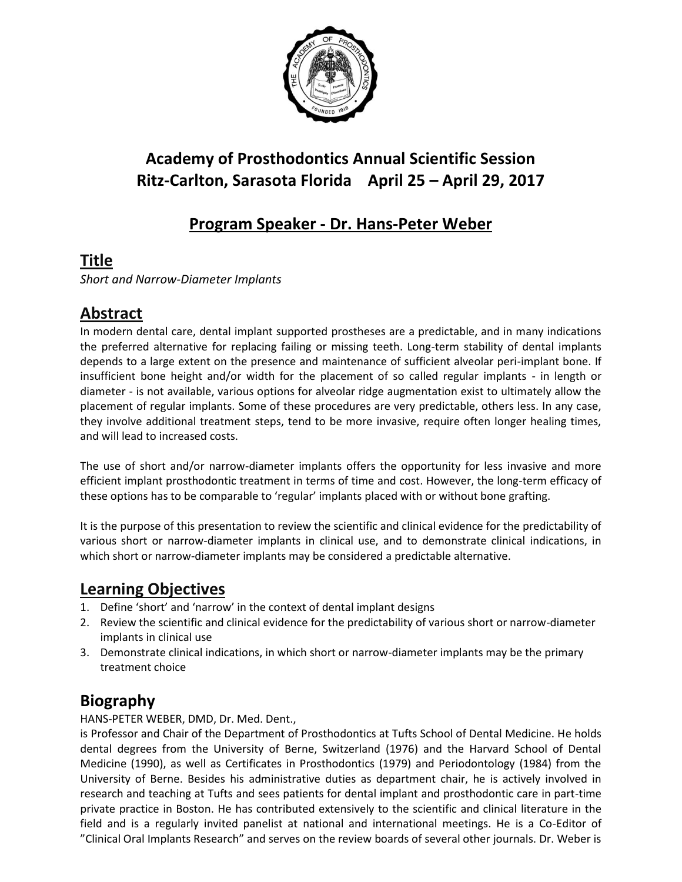# Academy of Prosthodontics Annual Scientific Session
# Ritz-Carlton, Sarasota Florida April 25 – April 29, 2017

## Program Speaker - Dr. Hans-Peter Weber

## Title

*Short and Narrow-Diameter Implants*

## Abstract

In modern dental care, dental implant supported prostheses are a predictable, and in many indications the preferred alternative for replacing failing or missing teeth. Long-term stability of dental implants depends to a large extent on the presence and maintenance of sufficient alveolar peri-implant bone. If insufficient bone height and/or width for the placement of so called regular implants - in length or diameter - is not available, various options for alveolar ridge augmentation exist to ultimately allow the placement of regular implants. Some of these procedures are very predictable, others less. In any case, they involve additional treatment steps, tend to be more invasive, require often longer healing times, and will lead to increased costs.

The use of short and/or narrow-diameter implants offers the opportunity for less invasive and more efficient implant prosthodontic treatment in terms of time and cost. However, the long-term efficacy of these options has to be comparable to 'regular' implants placed with or without bone grafting.

It is the purpose of this presentation to review the scientific and clinical evidence for the predictability of various short or narrow-diameter implants in clinical use, and to demonstrate clinical indications, in which short or narrow-diameter implants may be considered a predictable alternative.

## Learning Objectives

1. Define 'short' and 'narrow' in the context of dental implant designs
2. Review the scientific and clinical evidence for the predictability of various short or narrow-diameter implants in clinical use
3. Demonstrate clinical indications, in which short or narrow-diameter implants may be the primary treatment choice

## Biography

HANS-PETER WEBER, DMD, Dr. Med. Dent.,

is Professor and Chair of the Department of Prosthodontics at Tufts School of Dental Medicine. He holds dental degrees from the University of Berne, Switzerland (1976) and the Harvard School of Dental Medicine (1990), as well as Certificates in Prosthodontics (1979) and Periodontology (1984) from the University of Berne. Besides his administrative duties as department chair, he is actively involved in research and teaching at Tufts and sees patients for dental implant and prosthodontic care in part-time private practice in Boston. He has contributed extensively to the scientific and clinical literature in the field and is a regularly invited panelist at national and international meetings. He is a Co-Editor of "Clinical Oral Implants Research" and serves on the review boards of several other journals. Dr. Weber is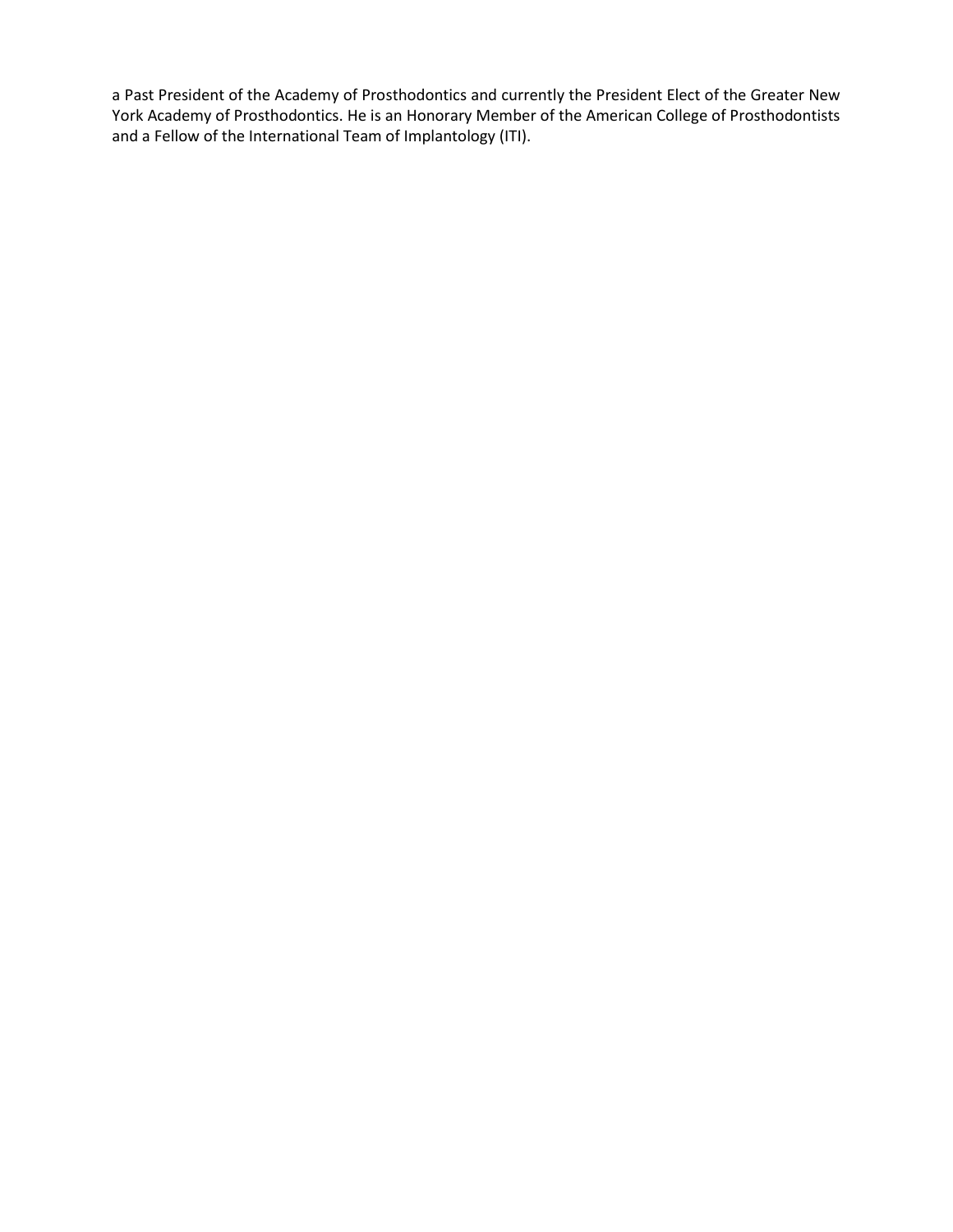a Past President of the Academy of Prosthodontics and currently the President Elect of the Greater New York Academy of Prosthodontics. He is an Honorary Member of the American College of Prosthodontists and a Fellow of the International Team of Implantology (ITI).